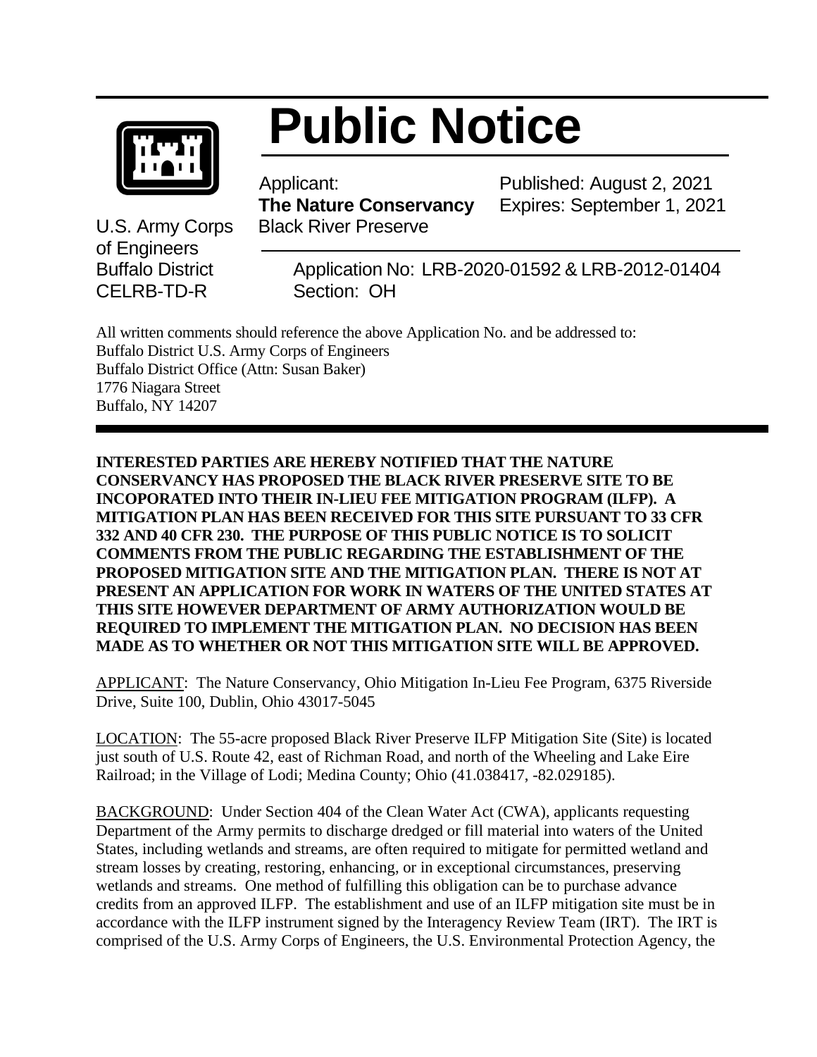# Public Notice

U.S. Army Corps of Engineers
Buffalo District
CELRB-TD-R

Applicant:
**The Nature Conservancy**
Black River Preserve

Published: August 2, 2021
Expires: September 1, 2021

Application No: LRB-2020-01592 & LRB-2012-01404
Section: OH

All written comments should reference the above Application No. and be addressed to:
Buffalo District U.S. Army Corps of Engineers
Buffalo District Office (Attn: Susan Baker)
1776 Niagara Street
Buffalo, NY 14207

**INTERESTED PARTIES ARE HEREBY NOTIFIED THAT THE NATURE CONSERVANCY HAS PROPOSED THE BLACK RIVER PRESERVE SITE TO BE INCOPORATED INTO THEIR IN-LIEU FEE MITIGATION PROGRAM (ILFP). A MITIGATION PLAN HAS BEEN RECEIVED FOR THIS SITE PURSUANT TO 33 CFR 332 AND 40 CFR 230. THE PURPOSE OF THIS PUBLIC NOTICE IS TO SOLICIT COMMENTS FROM THE PUBLIC REGARDING THE ESTABLISHMENT OF THE PROPOSED MITIGATION SITE AND THE MITIGATION PLAN. THERE IS NOT AT PRESENT AN APPLICATION FOR WORK IN WATERS OF THE UNITED STATES AT THIS SITE HOWEVER DEPARTMENT OF ARMY AUTHORIZATION WOULD BE REQUIRED TO IMPLEMENT THE MITIGATION PLAN. NO DECISION HAS BEEN MADE AS TO WHETHER OR NOT THIS MITIGATION SITE WILL BE APPROVED.**

APPLICANT: The Nature Conservancy, Ohio Mitigation In-Lieu Fee Program, 6375 Riverside Drive, Suite 100, Dublin, Ohio 43017-5045

LOCATION: The 55-acre proposed Black River Preserve ILFP Mitigation Site (Site) is located just south of U.S. Route 42, east of Richman Road, and north of the Wheeling and Lake Eire Railroad; in the Village of Lodi; Medina County; Ohio (41.038417, -82.029185).

BACKGROUND: Under Section 404 of the Clean Water Act (CWA), applicants requesting Department of the Army permits to discharge dredged or fill material into waters of the United States, including wetlands and streams, are often required to mitigate for permitted wetland and stream losses by creating, restoring, enhancing, or in exceptional circumstances, preserving wetlands and streams. One method of fulfilling this obligation can be to purchase advance credits from an approved ILFP. The establishment and use of an ILFP mitigation site must be in accordance with the ILFP instrument signed by the Interagency Review Team (IRT). The IRT is comprised of the U.S. Army Corps of Engineers, the U.S. Environmental Protection Agency, the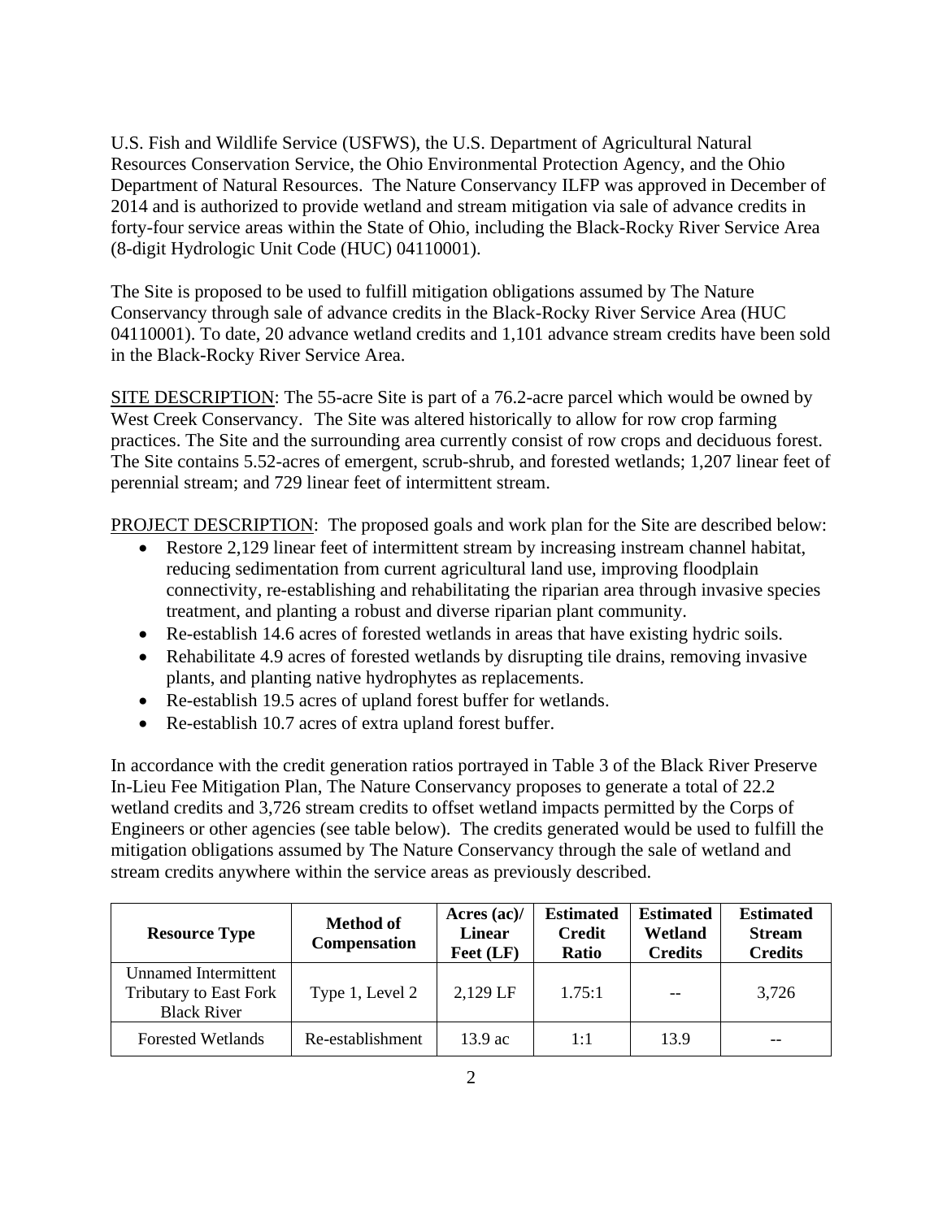U.S. Fish and Wildlife Service (USFWS), the U.S. Department of Agricultural Natural Resources Conservation Service, the Ohio Environmental Protection Agency, and the Ohio Department of Natural Resources. The Nature Conservancy ILFP was approved in December of 2014 and is authorized to provide wetland and stream mitigation via sale of advance credits in forty-four service areas within the State of Ohio, including the Black-Rocky River Service Area (8-digit Hydrologic Unit Code (HUC) 04110001).

The Site is proposed to be used to fulfill mitigation obligations assumed by The Nature Conservancy through sale of advance credits in the Black-Rocky River Service Area (HUC 04110001). To date, 20 advance wetland credits and 1,101 advance stream credits have been sold in the Black-Rocky River Service Area.

SITE DESCRIPTION: The 55-acre Site is part of a 76.2-acre parcel which would be owned by West Creek Conservancy. The Site was altered historically to allow for row crop farming practices. The Site and the surrounding area currently consist of row crops and deciduous forest. The Site contains 5.52-acres of emergent, scrub-shrub, and forested wetlands; 1,207 linear feet of perennial stream; and 729 linear feet of intermittent stream.

PROJECT DESCRIPTION: The proposed goals and work plan for the Site are described below:

- Restore 2,129 linear feet of intermittent stream by increasing instream channel habitat, reducing sedimentation from current agricultural land use, improving floodplain connectivity, re-establishing and rehabilitating the riparian area through invasive species treatment, and planting a robust and diverse riparian plant community.
- Re-establish 14.6 acres of forested wetlands in areas that have existing hydric soils.
- Rehabilitate 4.9 acres of forested wetlands by disrupting tile drains, removing invasive plants, and planting native hydrophytes as replacements.
- Re-establish 19.5 acres of upland forest buffer for wetlands.
- Re-establish 10.7 acres of extra upland forest buffer.

In accordance with the credit generation ratios portrayed in Table 3 of the Black River Preserve In-Lieu Fee Mitigation Plan, The Nature Conservancy proposes to generate a total of 22.2 wetland credits and 3,726 stream credits to offset wetland impacts permitted by the Corps of Engineers or other agencies (see table below). The credits generated would be used to fulfill the mitigation obligations assumed by The Nature Conservancy through the sale of wetland and stream credits anywhere within the service areas as previously described.

| Resource Type | Method of Compensation | Acres (ac)/ Linear Feet (LF) | Estimated Credit Ratio | Estimated Wetland Credits | Estimated Stream Credits |
|---|---|---|---|---|---|
| Unamed Intermittent Tributary to East Fork Black River | Type 1, Level 2 | 2,129 LF | 1.75:1 | -- | 3,726 |
| Forested Wetlands | Re-establishment | 13.9 ac | 1:1 | 13.9 | -- |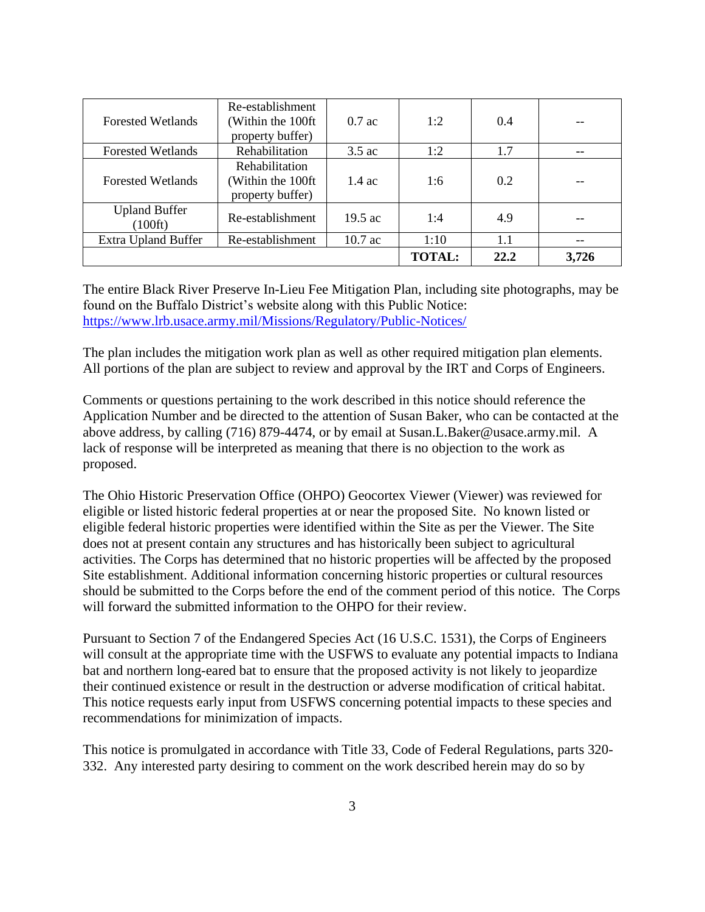| | | | | | |
|---|---|---|---|---|---|
| Forested Wetlands | Re-establishment (Within the 100ft property buffer) | 0.7 ac | 1:2 | 0.4 | -- |
| Forested Wetlands | Rehabilitation | 3.5 ac | 1:2 | 1.7 | -- |
| Forested Wetlands | Rehabilitation (Within the 100ft property buffer) | 1.4 ac | 1:6 | 0.2 | -- |
| Upland Buffer (100ft) | Re-establishment | 19.5 ac | 1:4 | 4.9 | -- |
| Extra Upland Buffer | Re-establishment | 10.7 ac | 1:10 | 1.1 | -- |
| | | | **TOTAL:** | **22.2** | **3,726** |

The entire Black River Preserve In-Lieu Fee Mitigation Plan, including site photographs, may be found on the Buffalo District's website along with this Public Notice: https://www.lrb.usace.army.mil/Missions/Regulatory/Public-Notices/

The plan includes the mitigation work plan as well as other required mitigation plan elements. All portions of the plan are subject to review and approval by the IRT and Corps of Engineers.

Comments or questions pertaining to the work described in this notice should reference the Application Number and be directed to the attention of Susan Baker, who can be contacted at the above address, by calling (716) 879-4474, or by email at Susan.L.Baker@usace.army.mil. A lack of response will be interpreted as meaning that there is no objection to the work as proposed.

The Ohio Historic Preservation Office (OHPO) Geocortex Viewer (Viewer) was reviewed for eligible or listed historic federal properties at or near the proposed Site. No known listed or eligible federal historic properties were identified within the Site as per the Viewer. The Site does not at present contain any structures and has historically been subject to agricultural activities. The Corps has determined that no historic properties will be affected by the proposed Site establishment. Additional information concerning historic properties or cultural resources should be submitted to the Corps before the end of the comment period of this notice. The Corps will forward the submitted information to the OHPO for their review.

Pursuant to Section 7 of the Endangered Species Act (16 U.S.C. 1531), the Corps of Engineers will consult at the appropriate time with the USFWS to evaluate any potential impacts to Indiana bat and northern long-eared bat to ensure that the proposed activity is not likely to jeopardize their continued existence or result in the destruction or adverse modification of critical habitat. This notice requests early input from USFWS concerning potential impacts to these species and recommendations for minimization of impacts.

This notice is promulgated in accordance with Title 33, Code of Federal Regulations, parts 320-332. Any interested party desiring to comment on the work described herein may do so by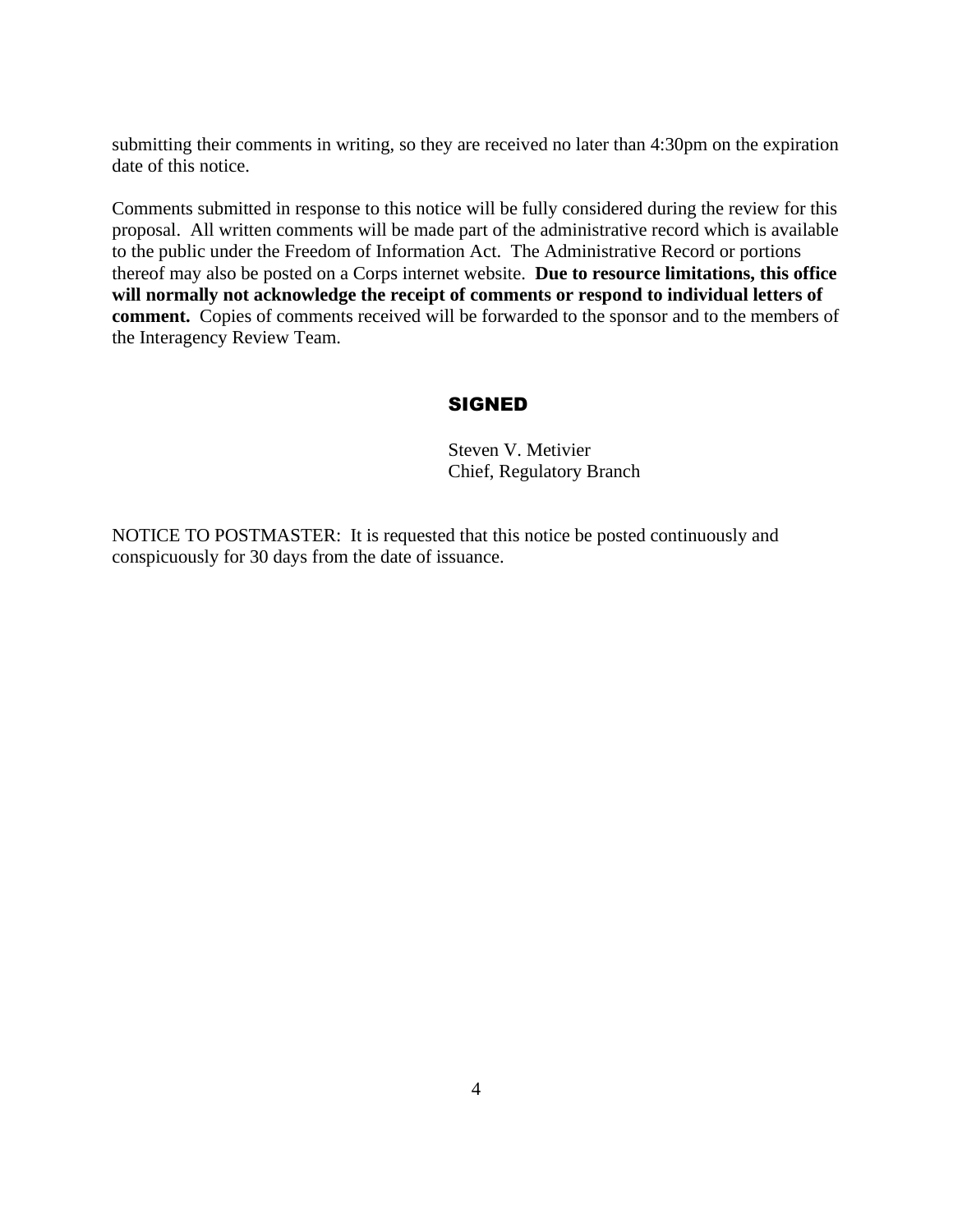submitting their comments in writing, so they are received no later than 4:30pm on the expiration date of this notice.

Comments submitted in response to this notice will be fully considered during the review for this proposal. All written comments will be made part of the administrative record which is available to the public under the Freedom of Information Act. The Administrative Record or portions thereof may also be posted on a Corps internet website. **Due to resource limitations, this office will normally not acknowledge the receipt of comments or respond to individual letters of comment.** Copies of comments received will be forwarded to the sponsor and to the members of the Interagency Review Team.

**SIGNED**

Steven V. Metivier
Chief, Regulatory Branch

NOTICE TO POSTMASTER: It is requested that this notice be posted continuously and conspicuously for 30 days from the date of issuance.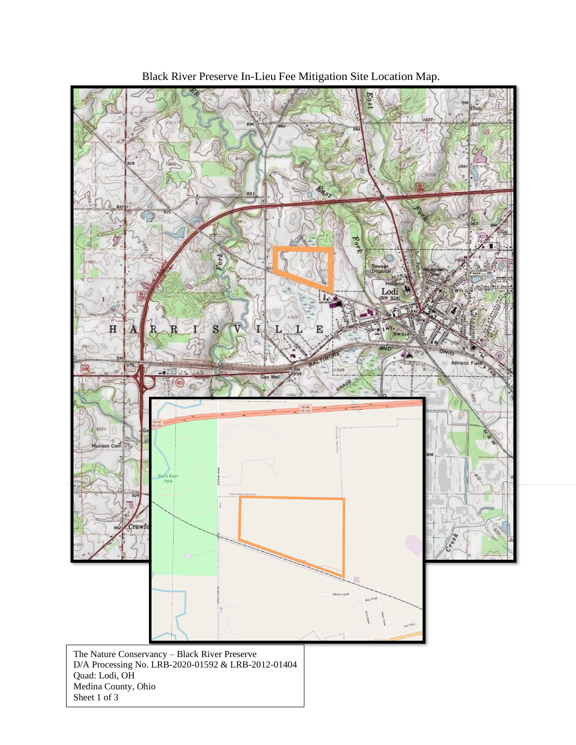Black River Preserve In-Lieu Fee Mitigation Site Location Map.

The Nature Conservancy – Black River Preserve
D/A Processing No. LRB-2020-01592 & LRB-2012-01404
Quad: Lodi, OH
Medina County, Ohio
Sheet 1 of 3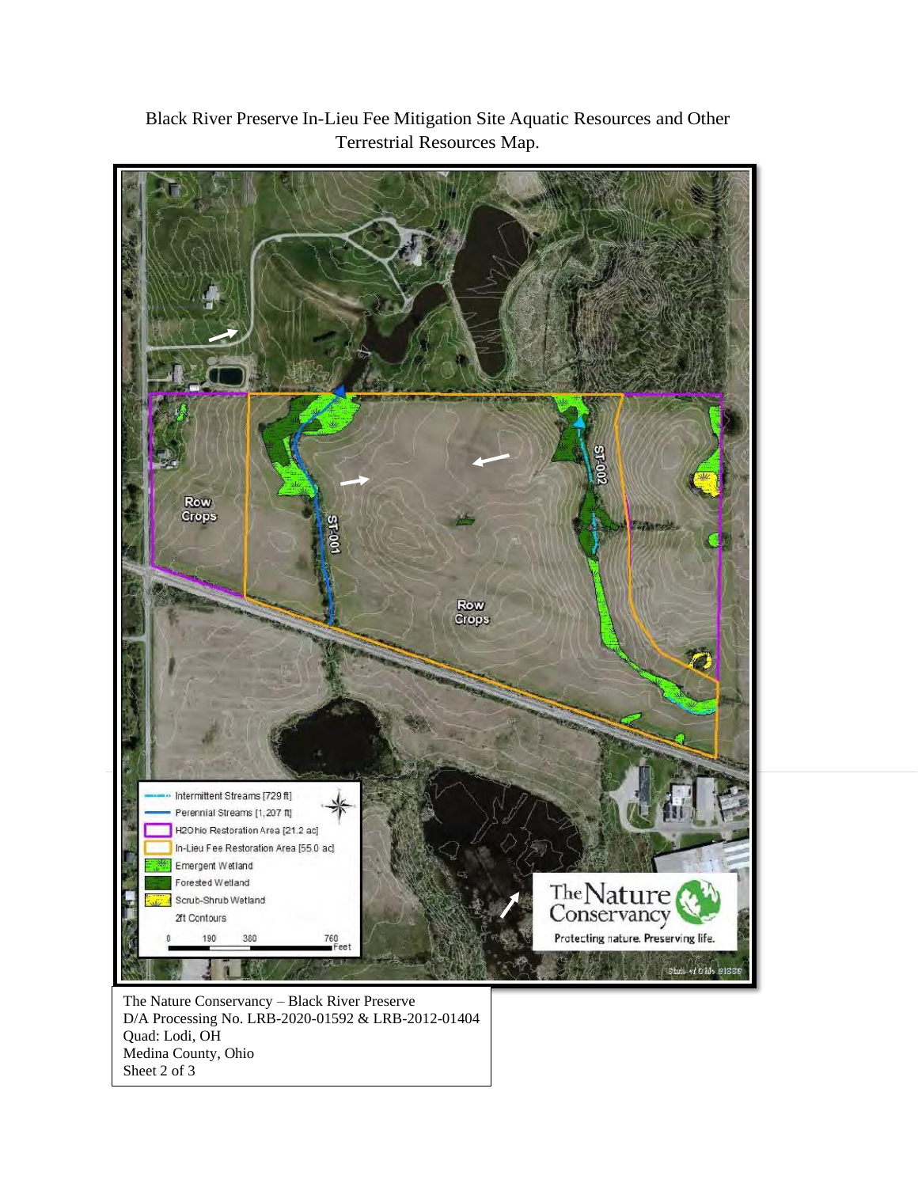Black River Preserve In-Lieu Fee Mitigation Site Aquatic Resources and Other Terrestrial Resources Map.

Row Crops

ST-001

ST-002

Row Crops

- Intermittent Streams [729 ft]
- Perennial Streams [1,207 ft]
- H2Ohio Restoration Area [21.2 ac]
- In-Lieu Fee Restoration Area [55.0 ac]
- Emergent Wetland
- Forested Wetland
- Scrub-Shrub Wetland
- 2ft Contours

0 190 380 760 Feet

The Nature Conservancy

Protecting nature. Preserving life.

The Nature Conservancy – Black River Preserve
D/A Processing No. LRB-2020-01592 & LRB-2012-01404
Quad: Lodi, OH
Medina County, Ohio
Sheet 2 of 3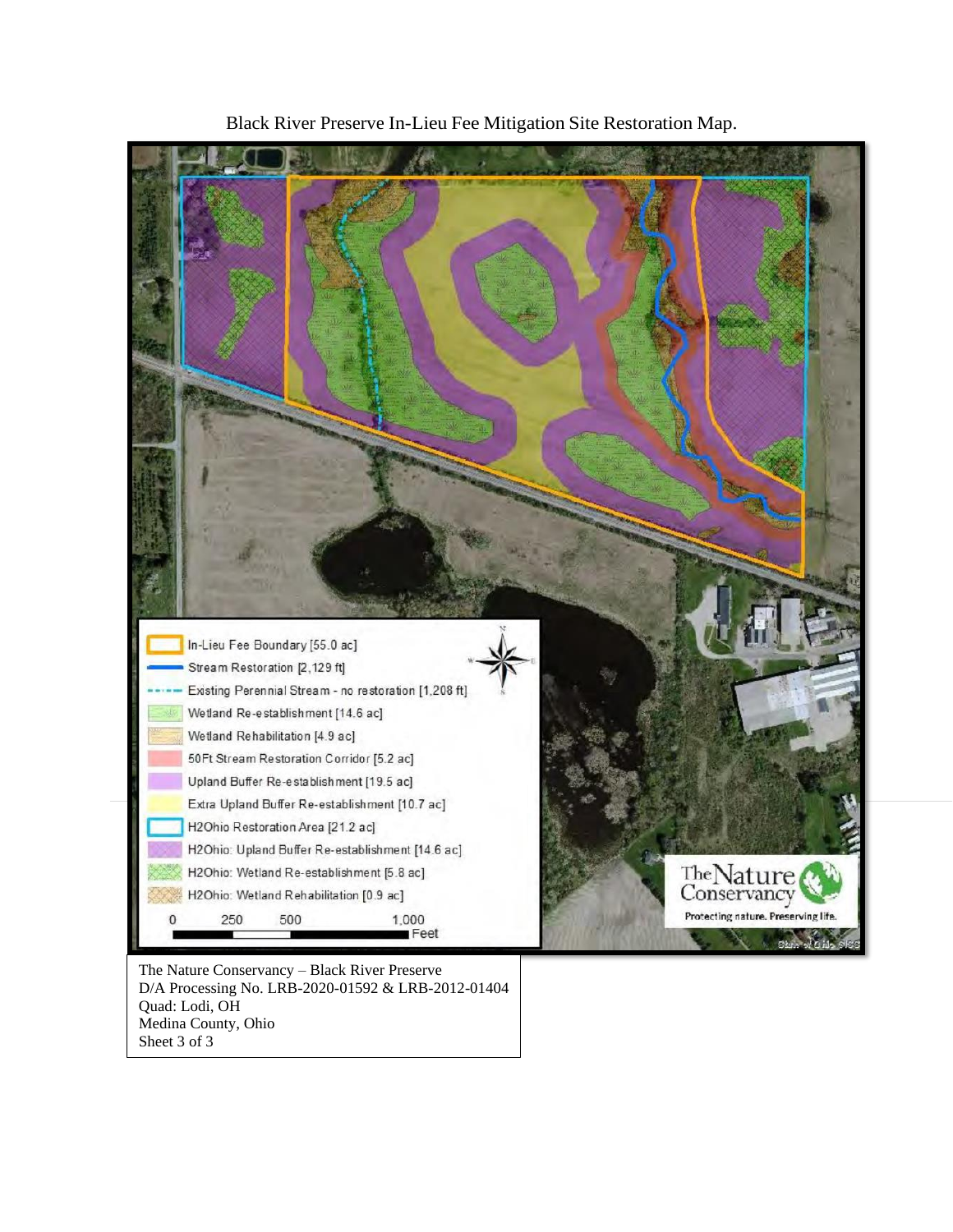Black River Preserve In-Lieu Fee Mitigation Site Restoration Map.

In-Lieu Fee Boundary [55.0 ac]

Stream Restoration [2,129 ft]

Existing Perennial Stream - no restoration [1,208 ft]

Wetland Re-establishment [14.6 ac]

Wetland Rehabilitation [4.9 ac]

50Ft Stream Restoration Corridor [5.2 ac]

Upland Buffer Re-establishment [19.5 ac]

Extra Upland Buffer Re-establishment [10.7 ac]

H2Ohio Restoration Area [21.2 ac]

H2Ohio: Upland Buffer Re-establishment [14.6 ac]

H2Ohio: Wetland Re-establishment [5.8 ac]

H2Ohio: Wetland Rehabilitation [0.9 ac]

0 250 500 1,000 Feet

The Nature Conservancy
Protecting nature. Preserving life.

The Nature Conservancy – Black River Preserve
D/A Processing No. LRB-2020-01592 & LRB-2012-01404
Quad: Lodi, OH
Medina County, Ohio
Sheet 3 of 3